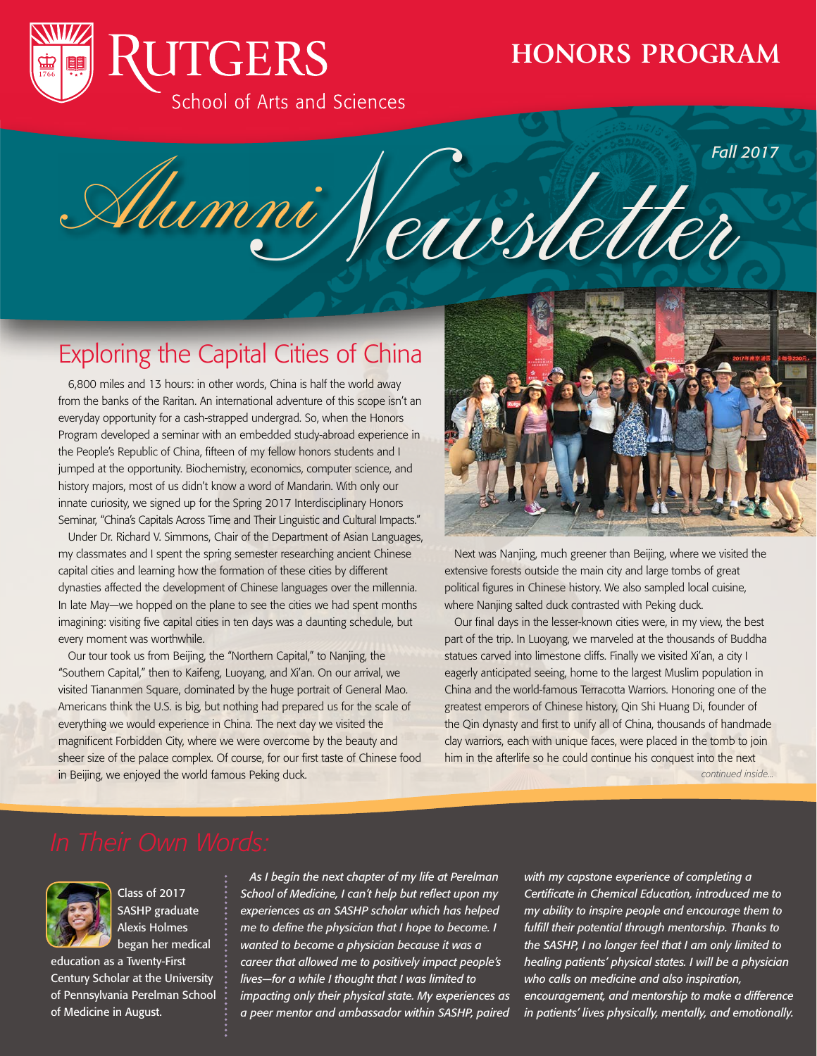# Rutgers School of Arts and Sciences

## HONORS PROGRAM

# Alumni Newsletter

*Fall 2017*

## Exploring the Capital Cities of China

6,800 miles and 13 hours: in other words, China is half the world away from the banks of the Raritan. An international adventure of this scope isn't an everyday opportunity for a cash-strapped undergrad. So, when the Honors Program developed a seminar with an embedded study-abroad experience in the People's Republic of China, fifteen of my fellow honors students and I jumped at the opportunity. Biochemistry, economics, computer science, and history majors, most of us didn't know a word of Mandarin. With only our innate curiosity, we signed up for the Spring 2017 Interdisciplinary Honors Seminar, "China's Capitals Across Time and Their Linguistic and Cultural Impacts."

Under Dr. Richard V. Simmons, Chair of the Department of Asian Languages, my classmates and I spent the spring semester researching ancient Chinese capital cities and learning how the formation of these cities by different dynasties affected the development of Chinese languages over the millennia. In late May—we hopped on the plane to see the cities we had spent months imagining: visiting five capital cities in ten days was a daunting schedule, but every moment was worthwhile.

Our tour took us from Beijing, the "Northern Capital," to Nanjing, the "Southern Capital," then to Kaifeng, Luoyang, and Xi'an. On our arrival, we visited Tiananmen Square, dominated by the huge portrait of General Mao. Americans think the U.S. is big, but nothing had prepared us for the scale of everything we would experience in China. The next day we visited the magnificent Forbidden City, where we were overcome by the beauty and sheer size of the palace complex. Of course, for our first taste of Chinese food in Beijing, we enjoyed the world famous Peking duck.

Next was Nanjing, much greener than Beijing, where we visited the extensive forests outside the main city and large tombs of great political figures in Chinese history. We also sampled local cuisine, where Nanjing salted duck contrasted with Peking duck.

Our final days in the lesser-known cities were, in my view, the best part of the trip. In Luoyang, we marveled at the thousands of Buddha statues carved into limestone cliffs. Finally we visited Xi'an, a city I eagerly anticipated seeing, home to the largest Muslim population in China and the world-famous Terracotta Warriors. Honoring one of the greatest emperors of Chinese history, Qin Shi Huang Di, founder of the Qin dynasty and first to unify all of China, thousands of handmade clay warriors, each with unique faces, were placed in the tomb to join him in the afterlife so he could continue his conquest into the next

*continued inside...*

## *In Their Own Words:*

Class of 2017 SASHP graduate Alexis Holmes began her medical education as a Twenty-First Century Scholar at the University of Pennsylvania Perelman School of Medicine in August.

*As I begin the next chapter of my life at Perelman School of Medicine, I can't help but reflect upon my experiences as an SASHP scholar which has helped me to define the physician that I hope to become. I wanted to become a physician because it was a career that allowed me to positively impact people's lives—for a while I thought that I was limited to impacting only their physical state. My experiences as a peer mentor and ambassador within SASHP, paired with my capstone experience of completing a Certificate in Chemical Education, introduced me to my ability to inspire people and encourage them to fulfill their potential through mentorship. Thanks to the SASHP, I no longer feel that I am only limited to healing patients' physical states. I will be a physician who calls on medicine and also inspiration, encouragement, and mentorship to make a difference in patients' lives physically, mentally, and emotionally.*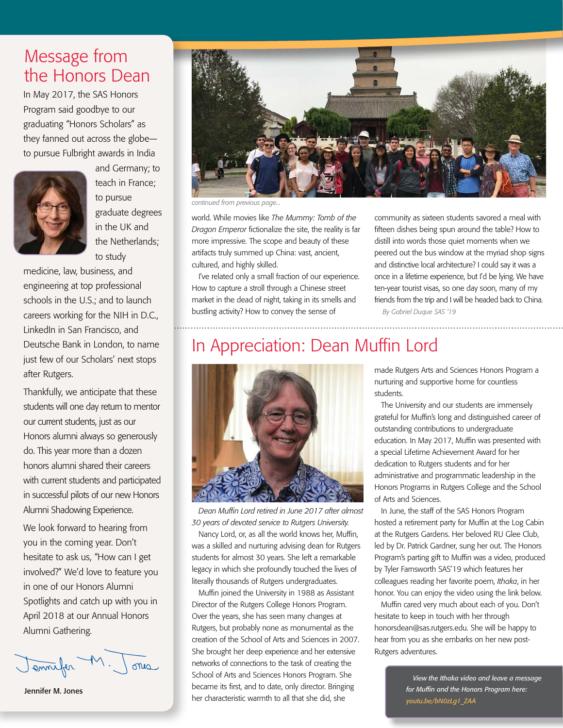## Message from the Honors Dean

In May 2017, the SAS Honors Program said goodbye to our graduating "Honors Scholars" as they fanned out across the globe—to pursue Fulbright awards in India and Germany; to teach in France; to pursue graduate degrees in the UK and the Netherlands; to study medicine, law, business, and engineering at top professional schools in the U.S.; and to launch careers working for the NIH in D.C., LinkedIn in San Francisco, and Deutsche Bank in London, to name just few of our Scholars' next stops after Rutgers.

Thankfully, we anticipate that these students will one day return to mentor our current students, just as our Honors alumni always so generously do. This year more than a dozen honors alumni shared their careers with current students and participated in successful pilots of our new Honors Alumni Shadowing Experience.

We look forward to hearing from you in the coming year. Don't hesitate to ask us, "How can I get involved?" We'd love to feature you in one of our Honors Alumni Spotlights and catch up with you in April 2018 at our Annual Honors Alumni Gathering.

Jennifer M. Jones

*continued from previous page...*

world. While movies like *The Mummy: Tomb of the Dragon Emperor* fictionalize the site, the reality is far more impressive. The scope and beauty of these artifacts truly summed up China: vast, ancient, cultured, and highly skilled.

I've related only a small fraction of our experience. How to capture a stroll through a Chinese street market in the dead of night, taking in its smells and bustling activity? How to convey the sense of community as sixteen students savored a meal with fifteen dishes being spun around the table? How to distill into words those quiet moments when we peered out the bus window at the myriad shop signs and distinctive local architecture? I could say it was a once in a lifetime experience, but I'd be lying. We have ten-year tourist visas, so one day soon, many of my friends from the trip and I will be headed back to China.

*By Gabriel Duque SAS '19*

## In Appreciation: Dean Muffin Lord

*Dean Muffin Lord retired in June 2017 after almost 30 years of devoted service to Rutgers University.*

Nancy Lord, or, as all the world knows her, Muffin, was a skilled and nurturing advising dean for Rutgers students for almost 30 years. She left a remarkable legacy in which she profoundly touched the lives of literally thousands of Rutgers undergraduates.

Muffin joined the University in 1988 as Assistant Director of the Rutgers College Honors Program. Over the years, she has seen many changes at Rutgers, but probably none as monumental as the creation of the School of Arts and Sciences in 2007. She brought her deep experience and her extensive networks of connections to the task of creating the School of Arts and Sciences Honors Program. She became its first, and to date, only director. Bringing her characteristic warmth to all that she did, she made Rutgers Arts and Sciences Honors Program a nurturing and supportive home for countless students.

The University and our students are immensely grateful for Muffin's long and distinguished career of outstanding contributions to undergraduate education. In May 2017, Muffin was presented with a special Lifetime Achievement Award for her dedication to Rutgers students and for her administrative and programmatic leadership in the Honors Programs in Rutgers College and the School of Arts and Sciences.

In June, the staff of the SAS Honors Program hosted a retirement party for Muffin at the Log Cabin at the Rutgers Gardens. Her beloved RU Glee Club, led by Dr. Patrick Gardner, sung her out. The Honors Program's parting gift to Muffin was a video, produced by Tyler Farnsworth SAS'19 which features her colleagues reading her favorite poem, *Ithaka*, in her honor. You can enjoy the video using the link below.

Muffin cared very much about each of you. Don't hesitate to keep in touch with her through honorsdean@sas.rutgers.edu. She will be happy to hear from you as she embarks on her new post-Rutgers adventures.

*View the Ithaka video and leave a message for Muffin and the Honors Program here: youtu.be/bN0zLg1_ZAA*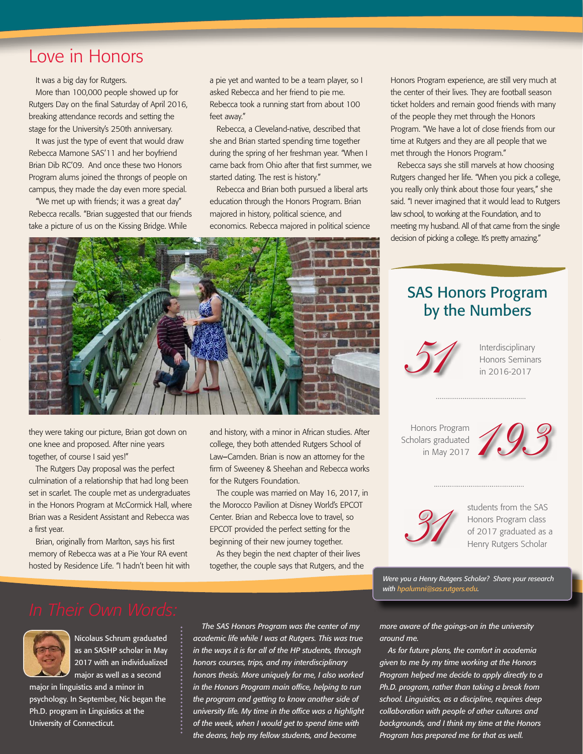# Love in Honors

It was a big day for Rutgers.

More than 100,000 people showed up for Rutgers Day on the final Saturday of April 2016, breaking attendance records and setting the stage for the University's 250th anniversary.

It was just the type of event that would draw Rebecca Mamone SAS'11 and her boyfriend Brian Dib RC'09. And once these two Honors Program alums joined the throngs of people on campus, they made the day even more special.

"We met up with friends; it was a great day" Rebecca recalls. "Brian suggested that our friends take a picture of us on the Kissing Bridge. While they were taking our picture, Brian got down on one knee and proposed. After nine years together, of course I said yes!"

The Rutgers Day proposal was the perfect culmination of a relationship that had long been set in scarlet. The couple met as undergraduates in the Honors Program at McCormick Hall, where Brian was a Resident Assistant and Rebecca was a first year.

Brian, originally from Marlton, says his first memory of Rebecca was at a Pie Your RA event hosted by Residence Life. "I hadn't been hit with a pie yet and wanted to be a team player, so I asked Rebecca and her friend to pie me. Rebecca took a running start from about 100 feet away."

Rebecca, a Cleveland-native, described that she and Brian started spending time together during the spring of her freshman year. "When I came back from Ohio after that first summer, we started dating. The rest is history."

Rebecca and Brian both pursued a liberal arts education through the Honors Program. Brian majored in history, political science, and economics. Rebecca majored in political science and history, with a minor in African studies. After college, they both attended Rutgers School of Law–Camden. Brian is now an attorney for the firm of Sweeney & Sheehan and Rebecca works for the Rutgers Foundation.

The couple was married on May 16, 2017, in the Morocco Pavilion at Disney World's EPCOT Center. Brian and Rebecca love to travel, so EPCOT provided the perfect setting for the beginning of their new journey together.

As they begin the next chapter of their lives together, the couple says that Rutgers, and the Honors Program experience, are still very much at the center of their lives. They are football season ticket holders and remain good friends with many of the people they met through the Honors Program. "We have a lot of close friends from our time at Rutgers and they are all people that we met through the Honors Program."

Rebecca says she still marvels at how choosing Rutgers changed her life. "When you pick a college, you really only think about those four years," she said. "I never imagined that it would lead to Rutgers law school, to working at the Foundation, and to meeting my husband. All of that came from the single decision of picking a college. It's pretty amazing."

## SAS Honors Program by the Numbers

*51* Interdisciplinary Honors Seminars in 2016-2017

*193* Honors Program Scholars graduated in May 2017

*31* students from the SAS Honors Program class of 2017 graduated as a Henry Rutgers Scholar

*Were you a Henry Rutgers Scholar? Share your research with hpalumni@sas.rutgers.edu.*

## *In Their Own Words:*

Nicolaus Schrum graduated as an SASHP scholar in May 2017 with an individualized major as well as a second major in linguistics and a minor in psychology. In September, Nic began the Ph.D. program in Linguistics at the University of Connecticut.

*The SAS Honors Program was the center of my academic life while I was at Rutgers. This was true in the ways it is for all of the HP students, through honors courses, trips, and my interdisciplinary honors thesis. More uniquely for me, I also worked in the Honors Program main office, helping to run the program and getting to know another side of university life. My time in the office was a highlight of the week, when I would get to spend time with the deans, help my fellow students, and become more aware of the goings-on in the university around me.*

*As for future plans, the comfort in academia given to me by my time working at the Honors Program helped me decide to apply directly to a Ph.D. program, rather than taking a break from school. Linguistics, as a discipline, requires deep collaboration with people of other cultures and backgrounds, and I think my time at the Honors Program has prepared me for that as well.*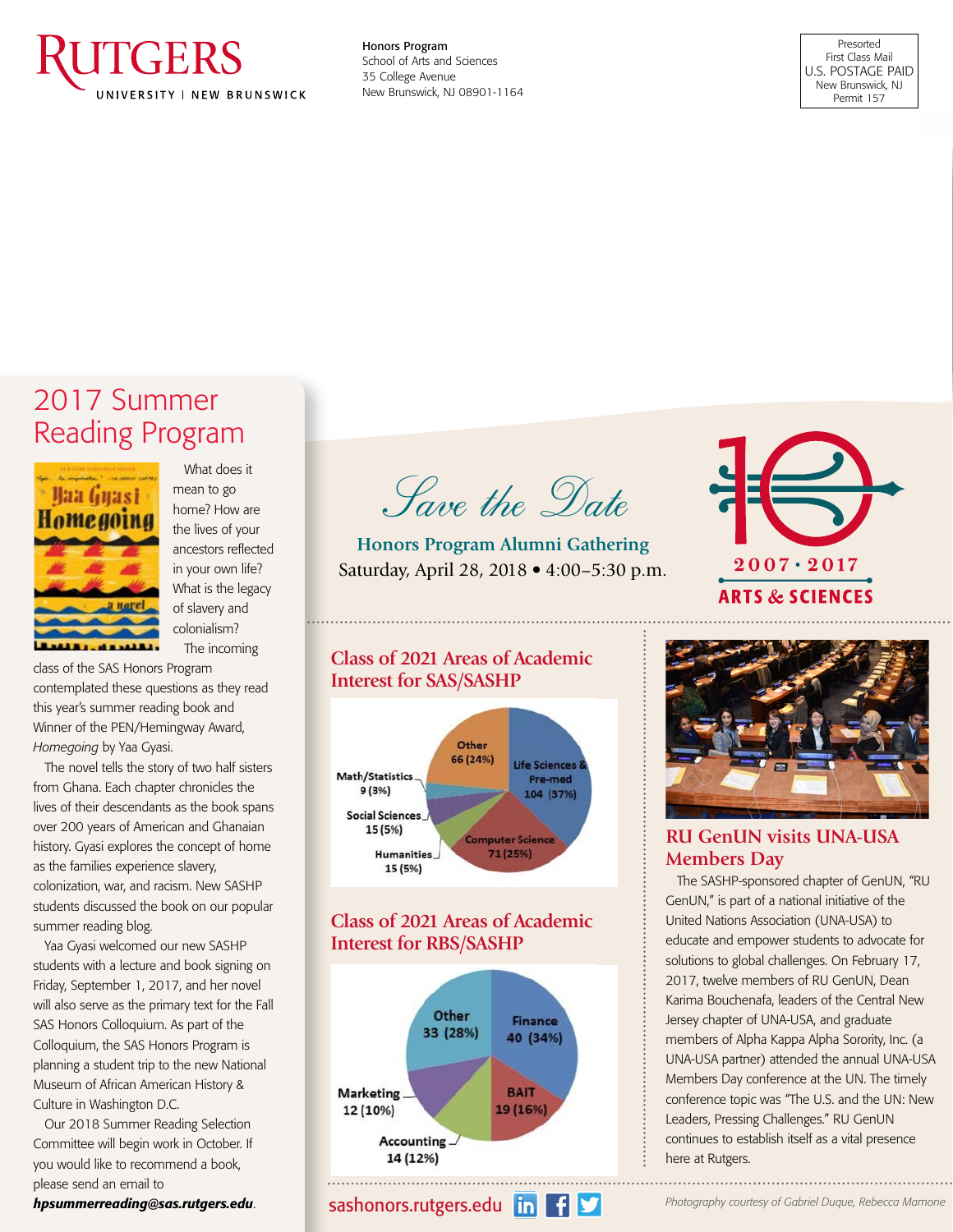RUTGERS
UNIVERSITY | NEW BRUNSWICK

Honors Program
School of Arts and Sciences
35 College Avenue
New Brunswick, NJ 08901-1164

Presorted
First Class Mail
U.S. POSTAGE PAID
New Brunswick, NJ
Permit 157

## 2017 Summer Reading Program

What does it mean to go home? How are the lives of your ancestors reflected in your own life? What is the legacy of slavery and colonialism?

The incoming class of the SAS Honors Program contemplated these questions as they read this year's summer reading book and Winner of the PEN/Hemingway Award, *Homegoing* by Yaa Gyasi.

The novel tells the story of two half sisters from Ghana. Each chapter chronicles the lives of their descendants as the book spans over 200 years of American and Ghanaian history. Gyasi explores the concept of home as the families experience slavery, colonization, war, and racism. New SASHP students discussed the book on our popular summer reading blog.

Yaa Gyasi welcomed our new SASHP students with a lecture and book signing on Friday, September 1, 2017, and her novel will also serve as the primary text for the Fall SAS Honors Colloquium. As part of the Colloquium, the SAS Honors Program is planning a student trip to the new National Museum of African American History & Culture in Washington D.C.

Our 2018 Summer Reading Selection Committee will begin work in October. If you would like to recommend a book, please send an email to ***hpsummerreading@sas.rutgers.edu***.

## Save the Date

**Honors Program Alumni Gathering**
Saturday, April 28, 2018 • 4:00–5:30 p.m.

10
2007 · 2017
ARTS & SCIENCES

## Class of 2021 Areas of Academic Interest for SAS/SASHP

Other 66 (24%)
Life Sciences & Pre-med 104 (37%)
Computer Science 71 (25%)
Humanities 15 (5%)
Social Sciences 15 (5%)
Math/Statistics 9 (3%)

## Class of 2021 Areas of Academic Interest for RBS/SASHP

Other 33 (28%)
Finance 40 (34%)
BAIT 19 (16%)
Accounting 14 (12%)
Marketing 12 (10%)

## RU GenUN visits UNA-USA Members Day

The SASHP-sponsored chapter of GenUN, "RU GenUN," is part of a national initiative of the United Nations Association (UNA-USA) to educate and empower students to advocate for solutions to global challenges. On February 17, 2017, twelve members of RU GenUN, Dean Karima Bouchenafa, leaders of the Central New Jersey chapter of UNA-USA, and graduate members of Alpha Kappa Alpha Sorority, Inc. (a UNA-USA partner) attended the annual UNA-USA Members Day conference at the UN. The timely conference topic was "The U.S. and the UN: New Leaders, Pressing Challenges." RU GenUN continues to establish itself as a vital presence here at Rutgers.

sashonors.rutgers.edu

*Photography courtesy of Gabriel Duque, Rebecca Mamone*